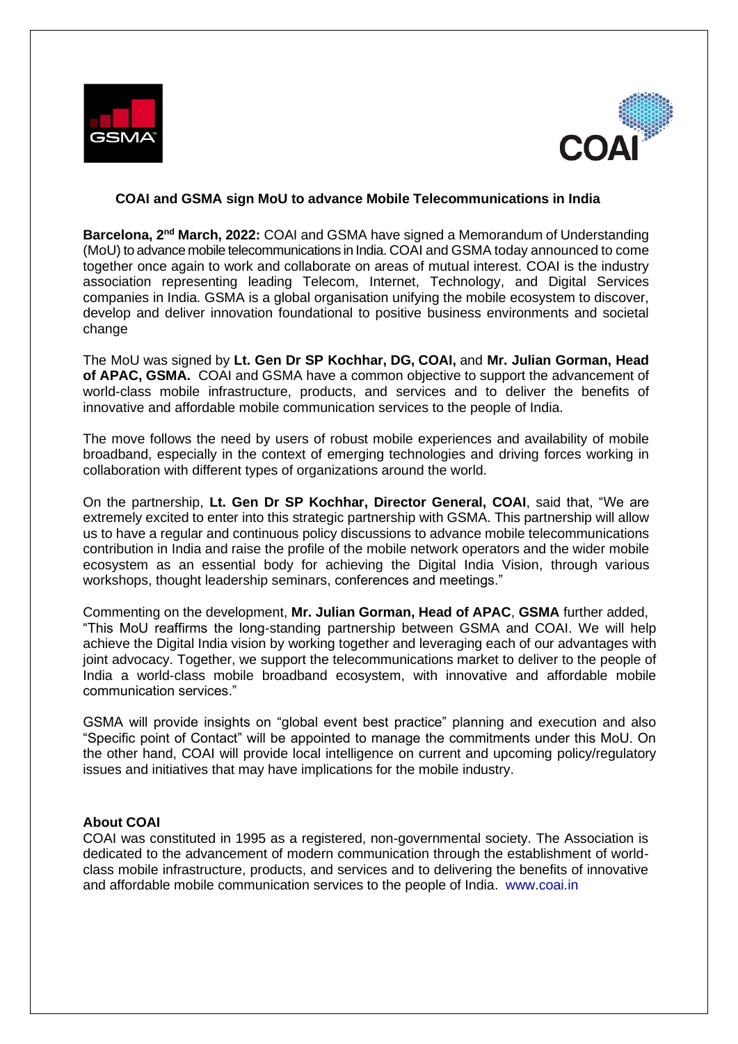**COAI and GSMA sign MoU to advance Mobile Telecommunications in India**

**Barcelona, 2nd March, 2022:** COAI and GSMA have signed a Memorandum of Understanding (MoU) to advance mobile telecommunications in India. COAI and GSMA today announced to come together once again to work and collaborate on areas of mutual interest. COAI is the industry association representing leading Telecom, Internet, Technology, and Digital Services companies in India. GSMA is a global organisation unifying the mobile ecosystem to discover, develop and deliver innovation foundational to positive business environments and societal change

The MoU was signed by **Lt. Gen Dr SP Kochhar, DG, COAI,** and **Mr. Julian Gorman, Head of APAC, GSMA.** COAI and GSMA have a common objective to support the advancement of world-class mobile infrastructure, products, and services and to deliver the benefits of innovative and affordable mobile communication services to the people of India.

The move follows the need by users of robust mobile experiences and availability of mobile broadband, especially in the context of emerging technologies and driving forces working in collaboration with different types of organizations around the world.

On the partnership, **Lt. Gen Dr SP Kochhar, Director General, COAI**, said that, "We are extremely excited to enter into this strategic partnership with GSMA. This partnership will allow us to have a regular and continuous policy discussions to advance mobile telecommunications contribution in India and raise the profile of the mobile network operators and the wider mobile ecosystem as an essential body for achieving the Digital India Vision, through various workshops, thought leadership seminars, conferences and meetings."

Commenting on the development, **Mr. Julian Gorman, Head of APAC**, **GSMA** further added, "This MoU reaffirms the long-standing partnership between GSMA and COAI. We will help achieve the Digital India vision by working together and leveraging each of our advantages with joint advocacy. Together, we support the telecommunications market to deliver to the people of India a world-class mobile broadband ecosystem, with innovative and affordable mobile communication services."

GSMA will provide insights on "global event best practice" planning and execution and also "Specific point of Contact" will be appointed to manage the commitments under this MoU. On the other hand, COAI will provide local intelligence on current and upcoming policy/regulatory issues and initiatives that may have implications for the mobile industry.

**About COAI**

COAI was constituted in 1995 as a registered, non-governmental society. The Association is dedicated to the advancement of modern communication through the establishment of world-class mobile infrastructure, products, and services and to delivering the benefits of innovative and affordable mobile communication services to the people of India. www.coai.in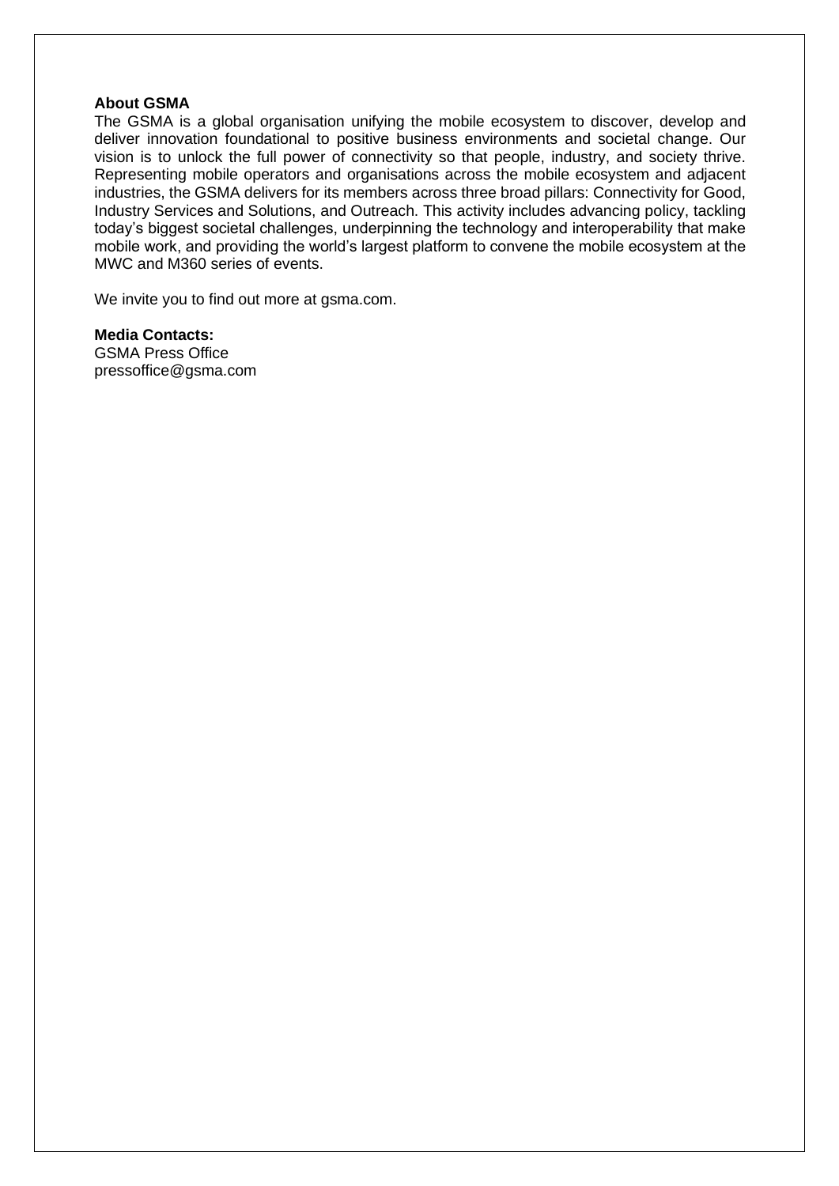**About GSMA**
The GSMA is a global organisation unifying the mobile ecosystem to discover, develop and deliver innovation foundational to positive business environments and societal change. Our vision is to unlock the full power of connectivity so that people, industry, and society thrive. Representing mobile operators and organisations across the mobile ecosystem and adjacent industries, the GSMA delivers for its members across three broad pillars: Connectivity for Good, Industry Services and Solutions, and Outreach. This activity includes advancing policy, tackling today's biggest societal challenges, underpinning the technology and interoperability that make mobile work, and providing the world's largest platform to convene the mobile ecosystem at the MWC and M360 series of events.

We invite you to find out more at gsma.com.

**Media Contacts:**
GSMA Press Office
pressoffice@gsma.com